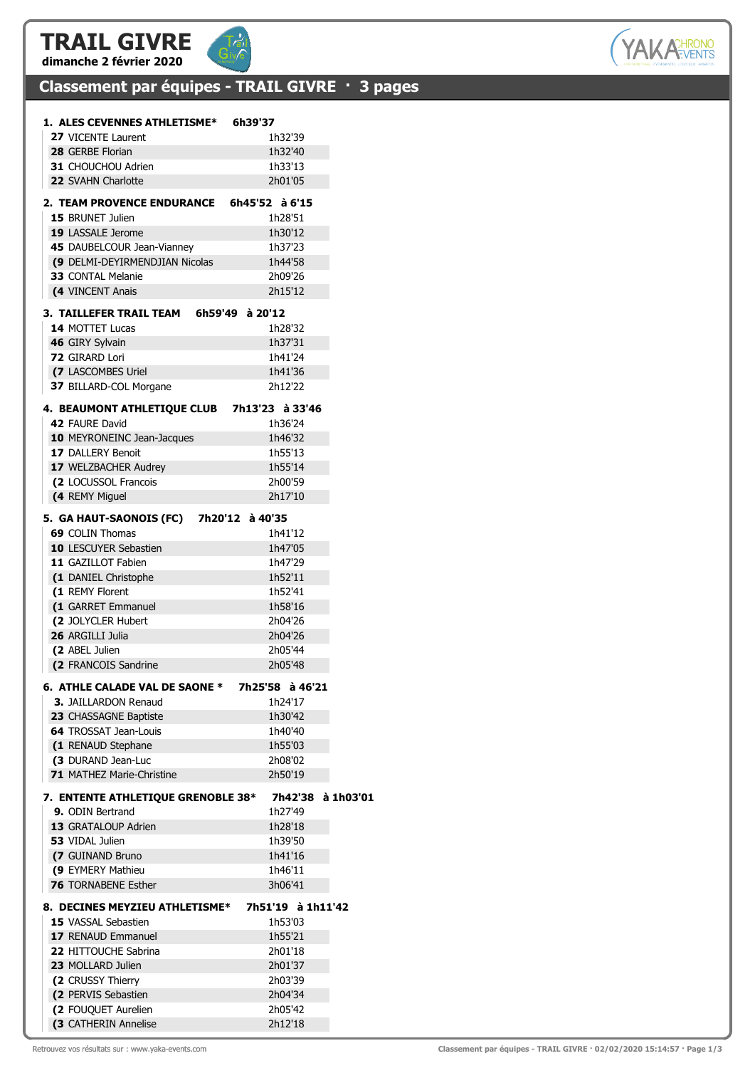# TRAIL GIVRE

**dimanche 2 février 2020**

## Classement par équipes - TRAIL GIVRE · 3 pages

**1. ALES CEVENNES ATHLETISME\*** **6h39'37**

| | |
|---|---|
| **27** VICENTE Laurent | 1h32'39 |
| **28** GERBE Florian | 1h32'40 |
| **31** CHOUCHOU Adrien | 1h33'13 |
| **22** SVAHN Charlotte | 2h01'05 |

**2. TEAM PROVENCE ENDURANCE** **6h45'52 à 6'15**

| | |
|---|---|
| **15** BRUNET Julien | 1h28'51 |
| **19** LASSALE Jerome | 1h30'12 |
| **45** DAUBELCOUR Jean-Vianney | 1h37'23 |
| **(9** DELMI-DEYIRMENDJIAN Nicolas | 1h44'58 |
| **33** CONTAL Melanie | 2h09'26 |
| **(4** VINCENT Anais | 2h15'12 |

**3. TAILLEFER TRAIL TEAM** **6h59'49 à 20'12**

| | |
|---|---|
| **14** MOTTET Lucas | 1h28'32 |
| **46** GIRY Sylvain | 1h37'31 |
| **72** GIRARD Lori | 1h41'24 |
| **(7** LASCOMBES Uriel | 1h41'36 |
| **37** BILLARD-COL Morgane | 2h12'22 |

**4. BEAUMONT ATHLETIQUE CLUB** **7h13'23 à 33'46**

| | |
|---|---|
| **42** FAURE David | 1h36'24 |
| **10** MEYRONEINC Jean-Jacques | 1h46'32 |
| **17** DALLERY Benoit | 1h55'13 |
| **17** WELZBACHER Audrey | 1h55'14 |
| **(2** LOCUSSOL Francois | 2h00'59 |
| **(4** REMY Miguel | 2h17'10 |

**5. GA HAUT-SAONOIS (FC)** **7h20'12 à 40'35**

| | |
|---|---|
| **69** COLIN Thomas | 1h41'12 |
| **10** LESCUYER Sebastien | 1h47'05 |
| **11** GAZILLOT Fabien | 1h47'29 |
| **(1** DANIEL Christophe | 1h52'11 |
| **(1** REMY Florent | 1h52'41 |
| **(1** GARRET Emmanuel | 1h58'16 |
| **(2** JOLYCLER Hubert | 2h04'26 |
| **26** ARGILLI Julia | 2h04'26 |
| **(2** ABEL Julien | 2h05'44 |
| **(2** FRANCOIS Sandrine | 2h05'48 |

**6. ATHLE CALADE VAL DE SAONE \*** **7h25'58 à 46'21**

| | |
|---|---|
| **3.** JAILLARDON Renaud | 1h24'17 |
| **23** CHASSAGNE Baptiste | 1h30'42 |
| **64** TROSSAT Jean-Louis | 1h40'40 |
| **(1** RENAUD Stephane | 1h55'03 |
| **(3** DURAND Jean-Luc | 2h08'02 |
| **71** MATHEZ Marie-Christine | 2h50'19 |

**7. ENTENTE ATHLETIQUE GRENOBLE 38\*** **7h42'38 à 1h03'01**

| | |
|---|---|
| **9.** ODIN Bertrand | 1h27'49 |
| **13** GRATALOUP Adrien | 1h28'18 |
| **53** VIDAL Julien | 1h39'50 |
| **(7** GUINAND Bruno | 1h41'16 |
| **(9** EYMERY Mathieu | 1h46'11 |
| **76** TORNABENE Esther | 3h06'41 |

**8. DECINES MEYZIEU ATHLETISME\*** **7h51'19 à 1h11'42**

| | |
|---|---|
| **15** VASSAL Sebastien | 1h53'03 |
| **17** RENAUD Emmanuel | 1h55'21 |
| **22** HITTOUCHE Sabrina | 2h01'18 |
| **23** MOLLARD Julien | 2h01'37 |
| **(2** CRUSSY Thierry | 2h03'39 |
| **(2** PERVIS Sebastien | 2h04'34 |
| **(2** FOUQUET Aurelien | 2h05'42 |
| **(3** CATHERIN Annelise | 2h12'18 |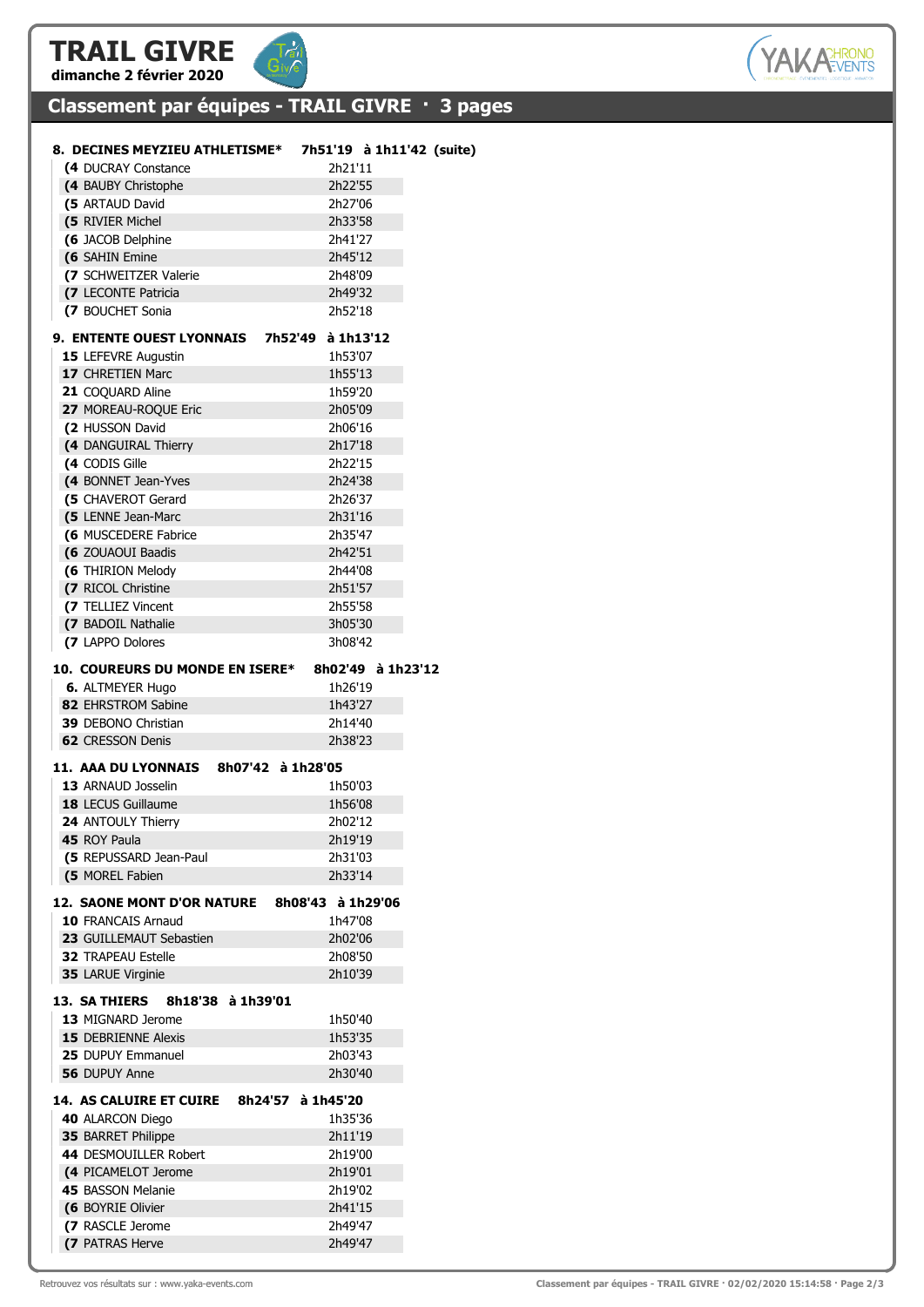# TRAIL GIVRE

**dimanche 2 février 2020**

## Classement par équipes - TRAIL GIVRE · 3 pages

### 8. DECINES MEYZIEU ATHLETISME* 7h51'19 à 1h11'42 (suite)

| | |
|---|---|
| **(4** DUCRAY Constance | 2h21'11 |
| **(4** BAUBY Christophe | 2h22'55 |
| **(5** ARTAUD David | 2h27'06 |
| **(5** RIVIER Michel | 2h33'58 |
| **(6** JACOB Delphine | 2h41'27 |
| **(6** SAHIN Emine | 2h45'12 |
| **(7** SCHWEITZER Valerie | 2h48'09 |
| **(7** LECONTE Patricia | 2h49'32 |
| **(7** BOUCHET Sonia | 2h52'18 |

### 9. ENTENTE OUEST LYONNAIS 7h52'49 à 1h13'12

| | |
|---|---|
| **15** LEFEVRE Augustin | 1h53'07 |
| **17** CHRETIEN Marc | 1h55'13 |
| **21** COQUARD Aline | 1h59'20 |
| **27** MOREAU-ROQUE Eric | 2h05'09 |
| **(2** HUSSON David | 2h06'16 |
| **(4** DANGUIRAL Thierry | 2h17'18 |
| **(4** CODIS Gille | 2h22'15 |
| **(4** BONNET Jean-Yves | 2h24'38 |
| **(5** CHAVEROT Gerard | 2h26'37 |
| **(5** LENNE Jean-Marc | 2h31'16 |
| **(6** MUSCEDERE Fabrice | 2h35'47 |
| **(6** ZOUAOUI Baadis | 2h42'51 |
| **(6** THIRION Melody | 2h44'08 |
| **(7** RICOL Christine | 2h51'57 |
| **(7** TELLIEZ Vincent | 2h55'58 |
| **(7** BADOIL Nathalie | 3h05'30 |
| **(7** LAPPO Dolores | 3h08'42 |

### 10. COUREURS DU MONDE EN ISERE* 8h02'49 à 1h23'12

| | |
|---|---|
| **6.** ALTMEYER Hugo | 1h26'19 |
| **82** EHRSTROM Sabine | 1h43'27 |
| **39** DEBONO Christian | 2h14'40 |
| **62** CRESSON Denis | 2h38'23 |

### 11. AAA DU LYONNAIS 8h07'42 à 1h28'05

| | |
|---|---|
| **13** ARNAUD Josselin | 1h50'03 |
| **18** LECUS Guillaume | 1h56'08 |
| **24** ANTOULY Thierry | 2h02'12 |
| **45** ROY Paula | 2h19'19 |
| **(5** REPUSSARD Jean-Paul | 2h31'03 |
| **(5** MOREL Fabien | 2h33'14 |

### 12. SAONE MONT D'OR NATURE 8h08'43 à 1h29'06

| | |
|---|---|
| **10** FRANCAIS Arnaud | 1h47'08 |
| **23** GUILLEMAUT Sebastien | 2h02'06 |
| **32** TRAPEAU Estelle | 2h08'50 |
| **35** LARUE Virginie | 2h10'39 |

### 13. SA THIERS 8h18'38 à 1h39'01

| | |
|---|---|
| **13** MIGNARD Jerome | 1h50'40 |
| **15** DEBRIENNE Alexis | 1h53'35 |
| **25** DUPUY Emmanuel | 2h03'43 |
| **56** DUPUY Anne | 2h30'40 |

### 14. AS CALUIRE ET CUIRE 8h24'57 à 1h45'20

| | |
|---|---|
| **40** ALARCON Diego | 1h35'36 |
| **35** BARRET Philippe | 2h11'19 |
| **44** DESMOUILLER Robert | 2h19'00 |
| **(4** PICAMELOT Jerome | 2h19'01 |
| **45** BASSON Melanie | 2h19'02 |
| **(6** BOYRIE Olivier | 2h41'15 |
| **(7** RASCLE Jerome | 2h49'47 |
| **(7** PATRAS Herve | 2h49'47 |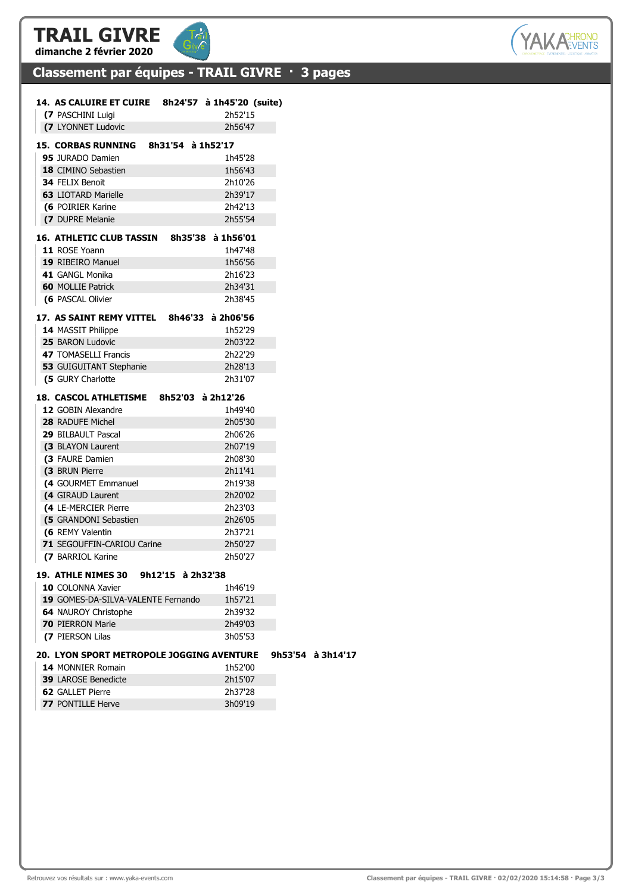# TRAIL GIVRE

**dimanche 2 février 2020**

## Classement par équipes - TRAIL GIVRE · 3 pages

### 14. AS CALUIRE ET CUIRE 8h24'57 à 1h45'20 (suite)

| | |
|---|---|
| **(7** PASCHINI Luigi | 2h52'15 |
| **(7** LYONNET Ludovic | 2h56'47 |

### 15. CORBAS RUNNING 8h31'54 à 1h52'17

| | |
|---|---|
| **95** JURADO Damien | 1h45'28 |
| **18** CIMINO Sebastien | 1h56'43 |
| **34** FELIX Benoit | 2h10'26 |
| **63** LIOTARD Marielle | 2h39'17 |
| **(6** POIRIER Karine | 2h42'13 |
| **(7** DUPRE Melanie | 2h55'54 |

### 16. ATHLETIC CLUB TASSIN 8h35'38 à 1h56'01

| | |
|---|---|
| **11** ROSE Yoann | 1h47'48 |
| **19** RIBEIRO Manuel | 1h56'56 |
| **41** GANGL Monika | 2h16'23 |
| **60** MOLLIE Patrick | 2h34'31 |
| **(6** PASCAL Olivier | 2h38'45 |

### 17. AS SAINT REMY VITTEL 8h46'33 à 2h06'56

| | |
|---|---|
| **14** MASSIT Philippe | 1h52'29 |
| **25** BARON Ludovic | 2h03'22 |
| **47** TOMASELLI Francis | 2h22'29 |
| **53** GUIGUITANT Stephanie | 2h28'13 |
| **(5** GURY Charlotte | 2h31'07 |

### 18. CASCOL ATHLETISME 8h52'03 à 2h12'26

| | |
|---|---|
| **12** GOBIN Alexandre | 1h49'40 |
| **28** RADUFE Michel | 2h05'30 |
| **29** BILBAULT Pascal | 2h06'26 |
| **(3** BLAYON Laurent | 2h07'19 |
| **(3** FAURE Damien | 2h08'30 |
| **(3** BRUN Pierre | 2h11'41 |
| **(4** GOURMET Emmanuel | 2h19'38 |
| **(4** GIRAUD Laurent | 2h20'02 |
| **(4** LE-MERCIER Pierre | 2h23'03 |
| **(5** GRANDONI Sebastien | 2h26'05 |
| **(6** REMY Valentin | 2h37'21 |
| **71** SEGOUFFIN-CARIOU Carine | 2h50'27 |
| **(7** BARRIOL Karine | 2h50'27 |

### 19. ATHLE NIMES 30 9h12'15 à 2h32'38

| | |
|---|---|
| **10** COLONNA Xavier | 1h46'19 |
| **19** GOMES-DA-SILVA-VALENTE Fernando | 1h57'21 |
| **64** NAUROY Christophe | 2h39'32 |
| **70** PIERRON Marie | 2h49'03 |
| **(7** PIERSON Lilas | 3h05'53 |

### 20. LYON SPORT METROPOLE JOGGING AVENTURE 9h53'54 à 3h14'17

| | |
|---|---|
| **14** MONNIER Romain | 1h52'00 |
| **39** LAROSE Benedicte | 2h15'07 |
| **62** GALLET Pierre | 2h37'28 |
| **77** PONTILLE Herve | 3h09'19 |

Retrouvez vos résultats sur : www.yaka-events.com